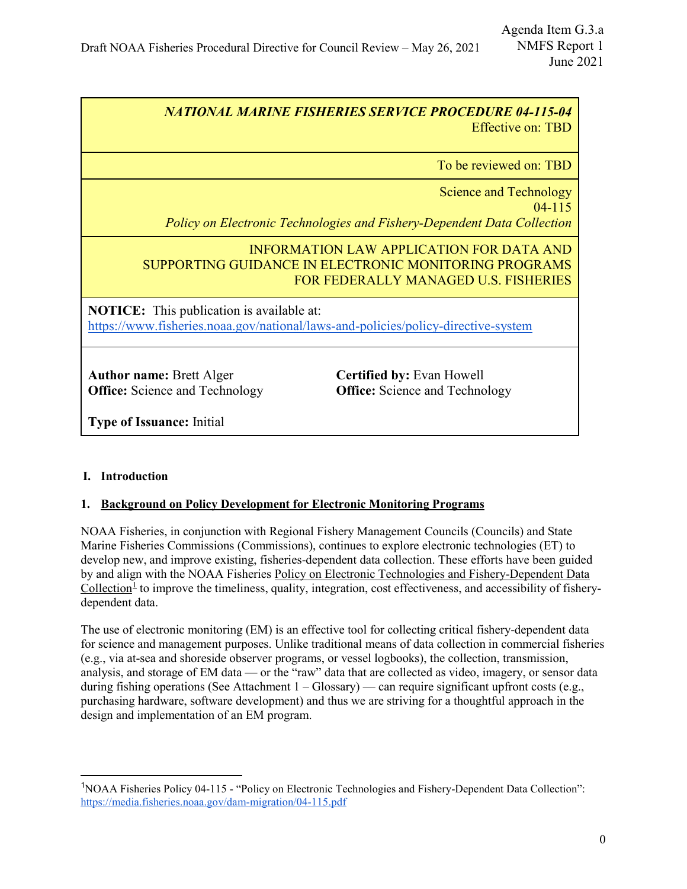*NATIONAL MARINE FISHERIES SERVICE PROCEDURE 04-115-04*
Effective on: TBD

To be reviewed on: TBD

Science and Technology
04-115
*Policy on Electronic Technologies and Fishery-Dependent Data Collection*

INFORMATION LAW APPLICATION FOR DATA AND SUPPORTING GUIDANCE IN ELECTRONIC MONITORING PROGRAMS FOR FEDERALLY MANAGED U.S. FISHERIES

**NOTICE:** This publication is available at: https://www.fisheries.noaa.gov/national/laws-and-policies/policy-directive-system

**Author name:** Brett Alger
**Office:** Science and Technology

**Certified by:** Evan Howell
**Office:** Science and Technology

**Type of Issuance:** Initial

## I. Introduction

### 1. Background on Policy Development for Electronic Monitoring Programs

NOAA Fisheries, in conjunction with Regional Fishery Management Councils (Councils) and State Marine Fisheries Commissions (Commissions), continues to explore electronic technologies (ET) to develop new, and improve existing, fisheries-dependent data collection. These efforts have been guided by and align with the NOAA Fisheries Policy on Electronic Technologies and Fishery-Dependent Data Collection[1] to improve the timeliness, quality, integration, cost effectiveness, and accessibility of fishery-dependent data.

The use of electronic monitoring (EM) is an effective tool for collecting critical fishery-dependent data for science and management purposes. Unlike traditional means of data collection in commercial fisheries (e.g., via at-sea and shoreside observer programs, or vessel logbooks), the collection, transmission, analysis, and storage of EM data — or the "raw" data that are collected as video, imagery, or sensor data during fishing operations (See Attachment 1 – Glossary) — can require significant upfront costs (e.g., purchasing hardware, software development) and thus we are striving for a thoughtful approach in the design and implementation of an EM program.

[1] NOAA Fisheries Policy 04-115 - "Policy on Electronic Technologies and Fishery-Dependent Data Collection": https://media.fisheries.noaa.gov/dam-migration/04-115.pdf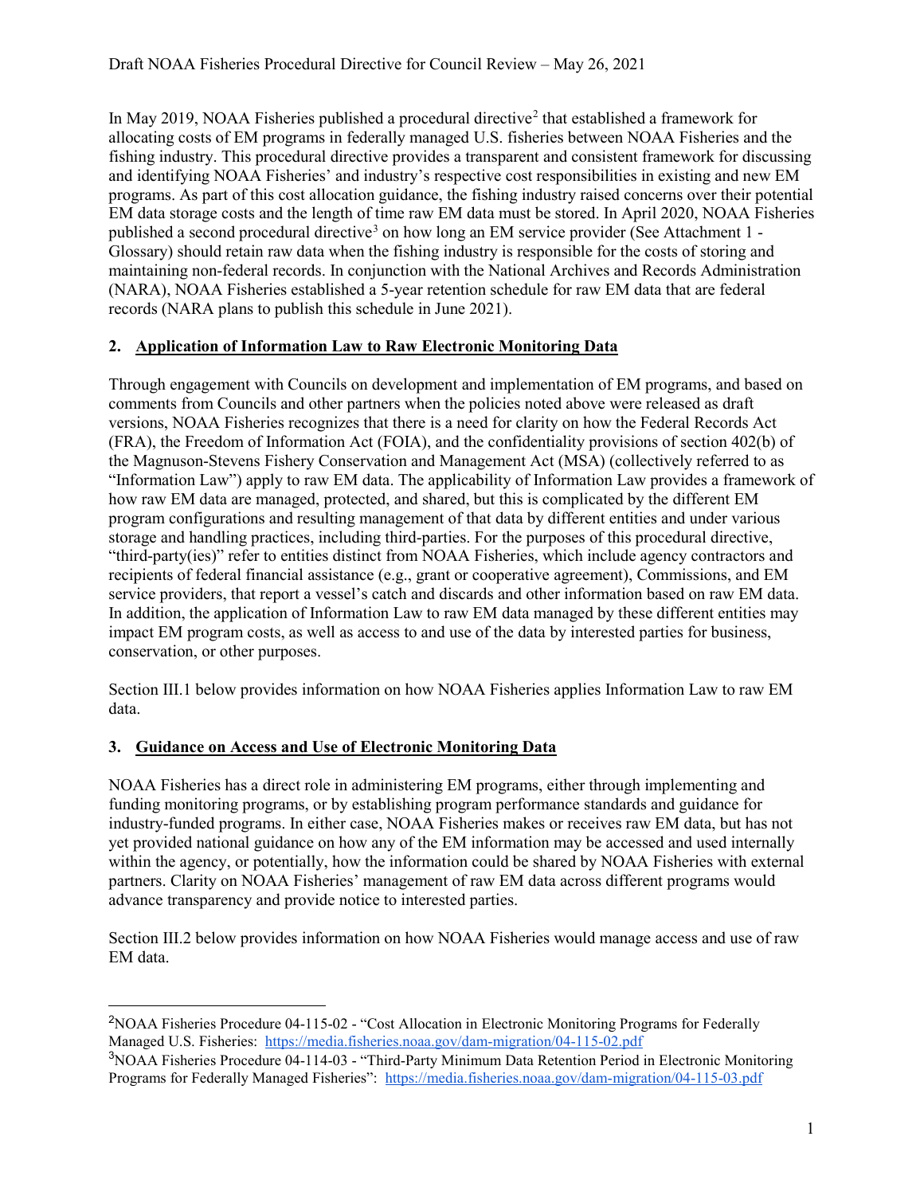In May 2019, NOAA Fisheries published a procedural directive[2] that established a framework for allocating costs of EM programs in federally managed U.S. fisheries between NOAA Fisheries and the fishing industry. This procedural directive provides a transparent and consistent framework for discussing and identifying NOAA Fisheries' and industry's respective cost responsibilities in existing and new EM programs. As part of this cost allocation guidance, the fishing industry raised concerns over their potential EM data storage costs and the length of time raw EM data must be stored. In April 2020, NOAA Fisheries published a second procedural directive[3] on how long an EM service provider (See Attachment 1 - Glossary) should retain raw data when the fishing industry is responsible for the costs of storing and maintaining non-federal records. In conjunction with the National Archives and Records Administration (NARA), NOAA Fisheries established a 5-year retention schedule for raw EM data that are federal records (NARA plans to publish this schedule in June 2021).

## 2. Application of Information Law to Raw Electronic Monitoring Data

Through engagement with Councils on development and implementation of EM programs, and based on comments from Councils and other partners when the policies noted above were released as draft versions, NOAA Fisheries recognizes that there is a need for clarity on how the Federal Records Act (FRA), the Freedom of Information Act (FOIA), and the confidentiality provisions of section 402(b) of the Magnuson-Stevens Fishery Conservation and Management Act (MSA) (collectively referred to as "Information Law") apply to raw EM data. The applicability of Information Law provides a framework of how raw EM data are managed, protected, and shared, but this is complicated by the different EM program configurations and resulting management of that data by different entities and under various storage and handling practices, including third-parties. For the purposes of this procedural directive, "third-party(ies)" refer to entities distinct from NOAA Fisheries, which include agency contractors and recipients of federal financial assistance (e.g., grant or cooperative agreement), Commissions, and EM service providers, that report a vessel's catch and discards and other information based on raw EM data. In addition, the application of Information Law to raw EM data managed by these different entities may impact EM program costs, as well as access to and use of the data by interested parties for business, conservation, or other purposes.

Section III.1 below provides information on how NOAA Fisheries applies Information Law to raw EM data.

## 3. Guidance on Access and Use of Electronic Monitoring Data

NOAA Fisheries has a direct role in administering EM programs, either through implementing and funding monitoring programs, or by establishing program performance standards and guidance for industry-funded programs. In either case, NOAA Fisheries makes or receives raw EM data, but has not yet provided national guidance on how any of the EM information may be accessed and used internally within the agency, or potentially, how the information could be shared by NOAA Fisheries with external partners. Clarity on NOAA Fisheries' management of raw EM data across different programs would advance transparency and provide notice to interested parties.

Section III.2 below provides information on how NOAA Fisheries would manage access and use of raw EM data.

---

[2] NOAA Fisheries Procedure 04-115-02 - "Cost Allocation in Electronic Monitoring Programs for Federally Managed U.S. Fisheries: https://media.fisheries.noaa.gov/dam-migration/04-115-02.pdf

[3] NOAA Fisheries Procedure 04-114-03 - "Third-Party Minimum Data Retention Period in Electronic Monitoring Programs for Federally Managed Fisheries": https://media.fisheries.noaa.gov/dam-migration/04-115-03.pdf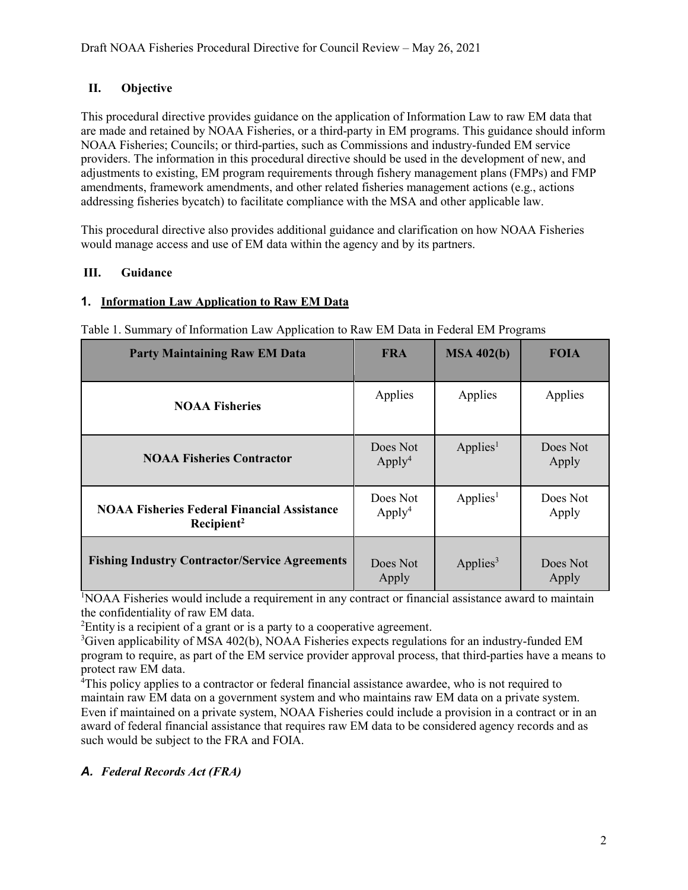## II. Objective

This procedural directive provides guidance on the application of Information Law to raw EM data that are made and retained by NOAA Fisheries, or a third-party in EM programs. This guidance should inform NOAA Fisheries; Councils; or third-parties, such as Commissions and industry-funded EM service providers. The information in this procedural directive should be used in the development of new, and adjustments to existing, EM program requirements through fishery management plans (FMPs) and FMP amendments, framework amendments, and other related fisheries management actions (e.g., actions addressing fisheries bycatch) to facilitate compliance with the MSA and other applicable law.

This procedural directive also provides additional guidance and clarification on how NOAA Fisheries would manage access and use of EM data within the agency and by its partners.

## III. Guidance

### 1. Information Law Application to Raw EM Data

Table 1. Summary of Information Law Application to Raw EM Data in Federal EM Programs

| Party Maintaining Raw EM Data | FRA | MSA 402(b) | FOIA |
|---|---|---|---|
| **NOAA Fisheries** | Applies | Applies | Applies |
| **NOAA Fisheries Contractor** | Does Not Apply[4] | Applies[1] | Does Not Apply |
| **NOAA Fisheries Federal Financial Assistance Recipient[2]** | Does Not Apply[4] | Applies[1] | Does Not Apply |
| **Fishing Industry Contractor/Service Agreements** | Does Not Apply | Applies[3] | Does Not Apply |

[1]NOAA Fisheries would include a requirement in any contract or financial assistance award to maintain the confidentiality of raw EM data.

[2]Entity is a recipient of a grant or is a party to a cooperative agreement.

[3]Given applicability of MSA 402(b), NOAA Fisheries expects regulations for an industry-funded EM program to require, as part of the EM service provider approval process, that third-parties have a means to protect raw EM data.

[4]This policy applies to a contractor or federal financial assistance awardee, who is not required to maintain raw EM data on a government system and who maintains raw EM data on a private system. Even if maintained on a private system, NOAA Fisheries could include a provision in a contract or in an award of federal financial assistance that requires raw EM data to be considered agency records and as such would be subject to the FRA and FOIA.

#### *A. Federal Records Act (FRA)*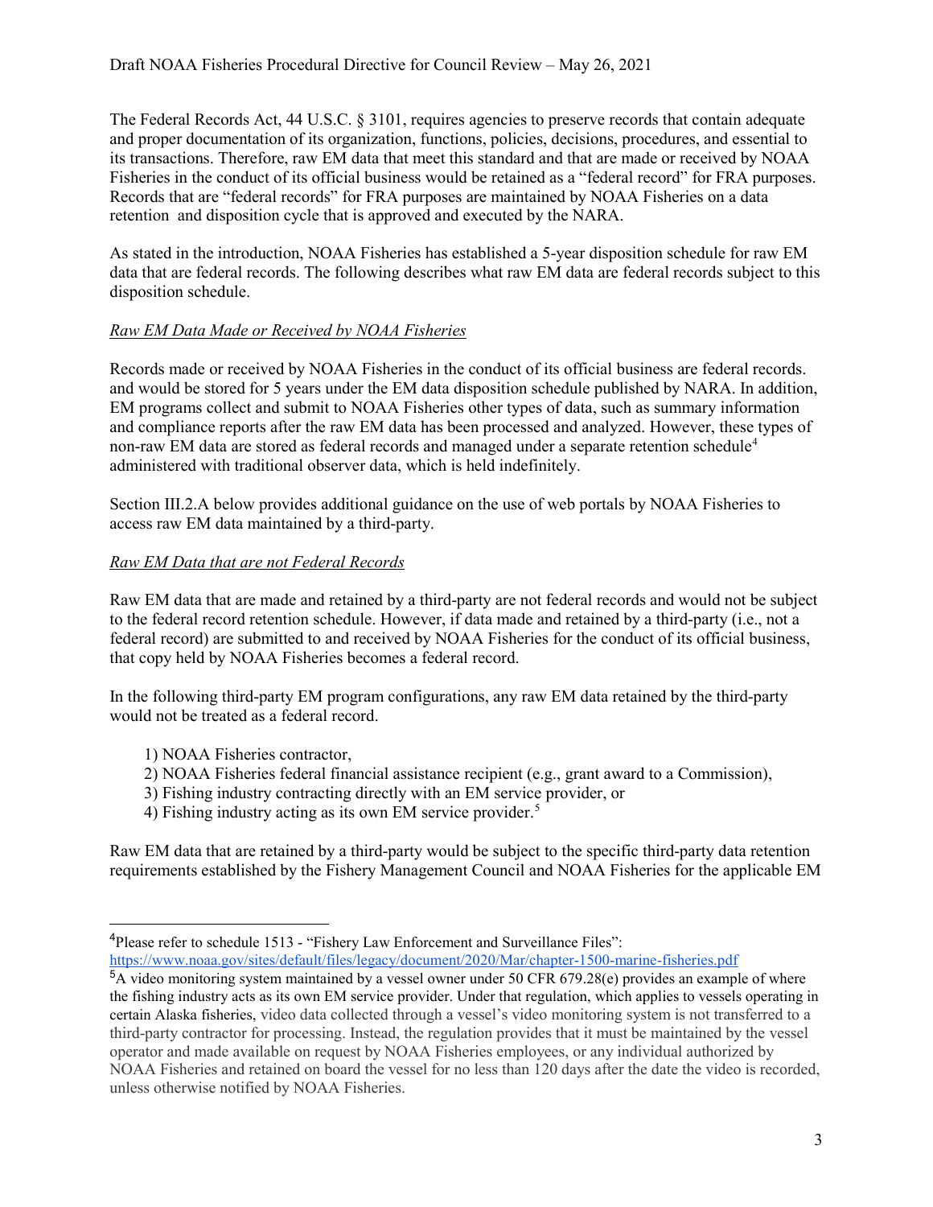The Federal Records Act, 44 U.S.C. § 3101, requires agencies to preserve records that contain adequate and proper documentation of its organization, functions, policies, decisions, procedures, and essential to its transactions. Therefore, raw EM data that meet this standard and that are made or received by NOAA Fisheries in the conduct of its official business would be retained as a "federal record" for FRA purposes. Records that are "federal records" for FRA purposes are maintained by NOAA Fisheries on a data retention and disposition cycle that is approved and executed by the NARA.

As stated in the introduction, NOAA Fisheries has established a 5-year disposition schedule for raw EM data that are federal records. The following describes what raw EM data are federal records subject to this disposition schedule.

*Raw EM Data Made or Received by NOAA Fisheries*

Records made or received by NOAA Fisheries in the conduct of its official business are federal records. and would be stored for 5 years under the EM data disposition schedule published by NARA. In addition, EM programs collect and submit to NOAA Fisheries other types of data, such as summary information and compliance reports after the raw EM data has been processed and analyzed. However, these types of non-raw EM data are stored as federal records and managed under a separate retention schedule[4] administered with traditional observer data, which is held indefinitely.

Section III.2.A below provides additional guidance on the use of web portals by NOAA Fisheries to access raw EM data maintained by a third-party.

*Raw EM Data that are not Federal Records*

Raw EM data that are made and retained by a third-party are not federal records and would not be subject to the federal record retention schedule. However, if data made and retained by a third-party (i.e., not a federal record) are submitted to and received by NOAA Fisheries for the conduct of its official business, that copy held by NOAA Fisheries becomes a federal record.

In the following third-party EM program configurations, any raw EM data retained by the third-party would not be treated as a federal record.

1) NOAA Fisheries contractor,
2) NOAA Fisheries federal financial assistance recipient (e.g., grant award to a Commission),
3) Fishing industry contracting directly with an EM service provider, or
4) Fishing industry acting as its own EM service provider.[5]

Raw EM data that are retained by a third-party would be subject to the specific third-party data retention requirements established by the Fishery Management Council and NOAA Fisheries for the applicable EM

---

[4] Please refer to schedule 1513 - "Fishery Law Enforcement and Surveillance Files": https://www.noaa.gov/sites/default/files/legacy/document/2020/Mar/chapter-1500-marine-fisheries.pdf

[5] A video monitoring system maintained by a vessel owner under 50 CFR 679.28(e) provides an example of where the fishing industry acts as its own EM service provider. Under that regulation, which applies to vessels operating in certain Alaska fisheries, video data collected through a vessel's video monitoring system is not transferred to a third-party contractor for processing. Instead, the regulation provides that it must be maintained by the vessel operator and made available on request by NOAA Fisheries employees, or any individual authorized by NOAA Fisheries and retained on board the vessel for no less than 120 days after the date the video is recorded, unless otherwise notified by NOAA Fisheries.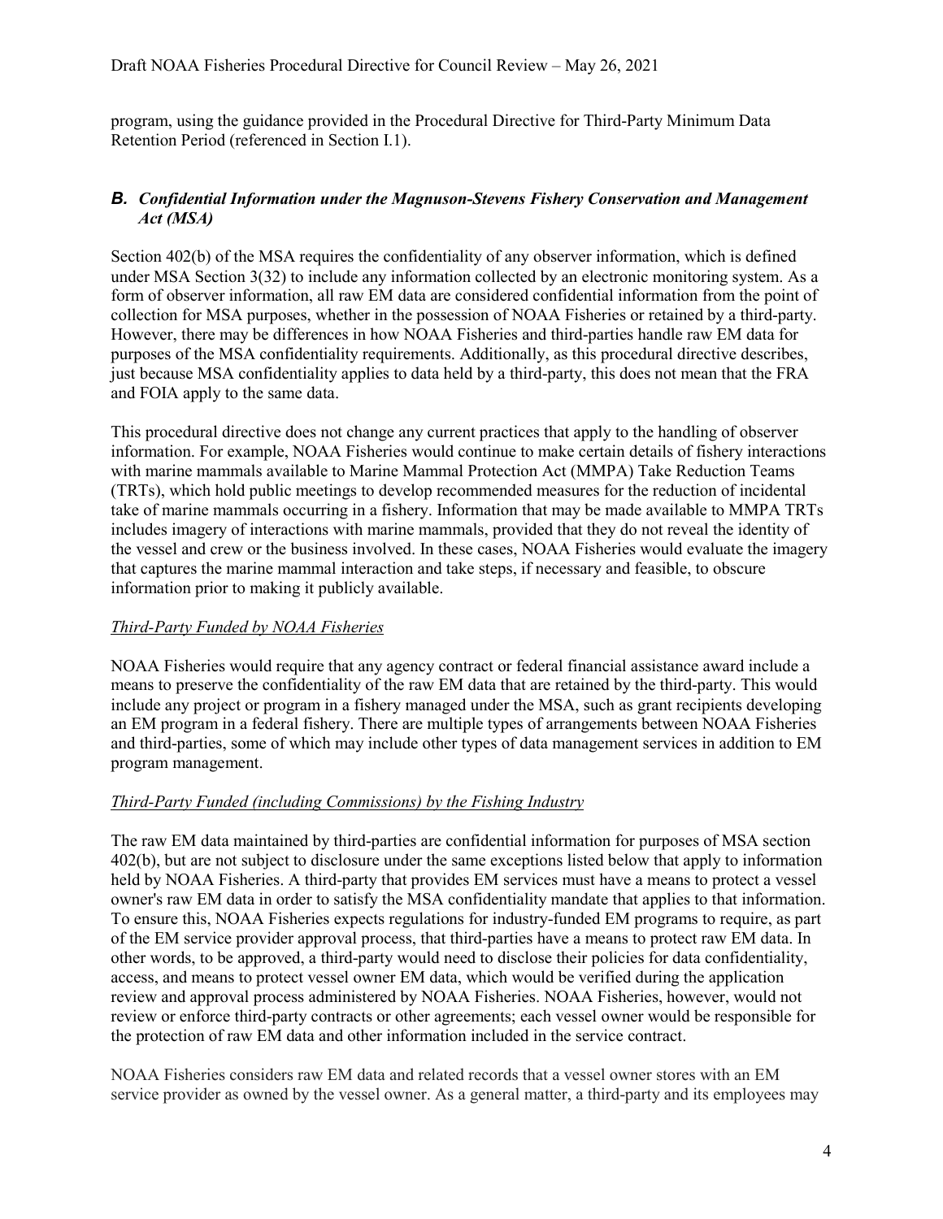program, using the guidance provided in the Procedural Directive for Third-Party Minimum Data Retention Period (referenced in Section I.1).

### *B. Confidential Information under the Magnuson-Stevens Fishery Conservation and Management Act (MSA)*

Section 402(b) of the MSA requires the confidentiality of any observer information, which is defined under MSA Section 3(32) to include any information collected by an electronic monitoring system. As a form of observer information, all raw EM data are considered confidential information from the point of collection for MSA purposes, whether in the possession of NOAA Fisheries or retained by a third-party. However, there may be differences in how NOAA Fisheries and third-parties handle raw EM data for purposes of the MSA confidentiality requirements. Additionally, as this procedural directive describes, just because MSA confidentiality applies to data held by a third-party, this does not mean that the FRA and FOIA apply to the same data.

This procedural directive does not change any current practices that apply to the handling of observer information. For example, NOAA Fisheries would continue to make certain details of fishery interactions with marine mammals available to Marine Mammal Protection Act (MMPA) Take Reduction Teams (TRTs), which hold public meetings to develop recommended measures for the reduction of incidental take of marine mammals occurring in a fishery. Information that may be made available to MMPA TRTs includes imagery of interactions with marine mammals, provided that they do not reveal the identity of the vessel and crew or the business involved. In these cases, NOAA Fisheries would evaluate the imagery that captures the marine mammal interaction and take steps, if necessary and feasible, to obscure information prior to making it publicly available.

<u>*Third-Party Funded by NOAA Fisheries*</u>

NOAA Fisheries would require that any agency contract or federal financial assistance award include a means to preserve the confidentiality of the raw EM data that are retained by the third-party. This would include any project or program in a fishery managed under the MSA, such as grant recipients developing an EM program in a federal fishery. There are multiple types of arrangements between NOAA Fisheries and third-parties, some of which may include other types of data management services in addition to EM program management.

<u>*Third-Party Funded (including Commissions) by the Fishing Industry*</u>

The raw EM data maintained by third-parties are confidential information for purposes of MSA section 402(b), but are not subject to disclosure under the same exceptions listed below that apply to information held by NOAA Fisheries. A third-party that provides EM services must have a means to protect a vessel owner's raw EM data in order to satisfy the MSA confidentiality mandate that applies to that information. To ensure this, NOAA Fisheries expects regulations for industry-funded EM programs to require, as part of the EM service provider approval process, that third-parties have a means to protect raw EM data. In other words, to be approved, a third-party would need to disclose their policies for data confidentiality, access, and means to protect vessel owner EM data, which would be verified during the application review and approval process administered by NOAA Fisheries. NOAA Fisheries, however, would not review or enforce third-party contracts or other agreements; each vessel owner would be responsible for the protection of raw EM data and other information included in the service contract.

NOAA Fisheries considers raw EM data and related records that a vessel owner stores with an EM service provider as owned by the vessel owner. As a general matter, a third-party and its employees may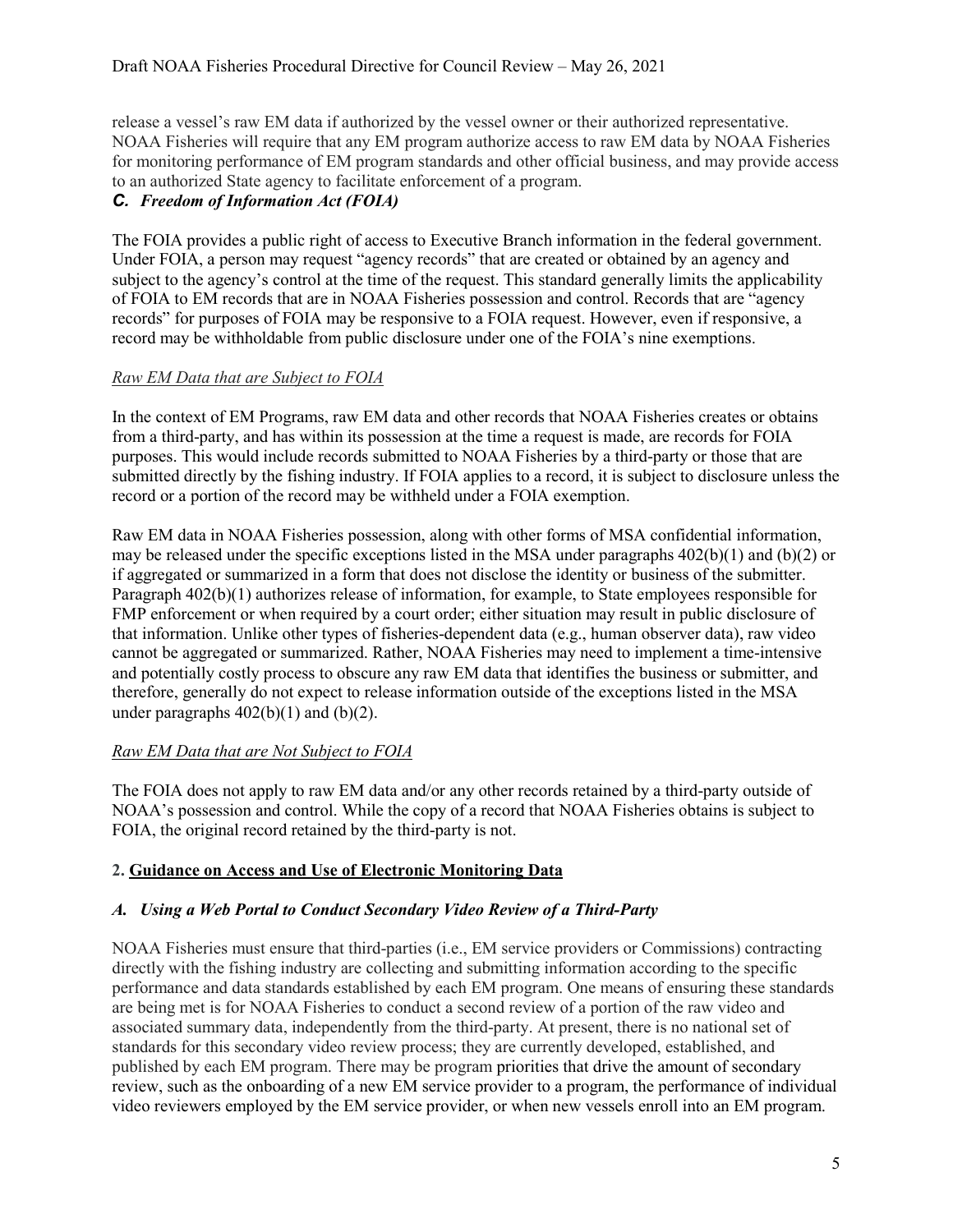release a vessel's raw EM data if authorized by the vessel owner or their authorized representative. NOAA Fisheries will require that any EM program authorize access to raw EM data by NOAA Fisheries for monitoring performance of EM program standards and other official business, and may provide access to an authorized State agency to facilitate enforcement of a program.

### *C. Freedom of Information Act (FOIA)*

The FOIA provides a public right of access to Executive Branch information in the federal government. Under FOIA, a person may request "agency records" that are created or obtained by an agency and subject to the agency's control at the time of the request. This standard generally limits the applicability of FOIA to EM records that are in NOAA Fisheries possession and control. Records that are "agency records" for purposes of FOIA may be responsive to a FOIA request. However, even if responsive, a record may be withholdable from public disclosure under one of the FOIA's nine exemptions.

*Raw EM Data that are Subject to FOIA*

In the context of EM Programs, raw EM data and other records that NOAA Fisheries creates or obtains from a third-party, and has within its possession at the time a request is made, are records for FOIA purposes. This would include records submitted to NOAA Fisheries by a third-party or those that are submitted directly by the fishing industry. If FOIA applies to a record, it is subject to disclosure unless the record or a portion of the record may be withheld under a FOIA exemption.

Raw EM data in NOAA Fisheries possession, along with other forms of MSA confidential information, may be released under the specific exceptions listed in the MSA under paragraphs 402(b)(1) and (b)(2) or if aggregated or summarized in a form that does not disclose the identity or business of the submitter. Paragraph 402(b)(1) authorizes release of information, for example, to State employees responsible for FMP enforcement or when required by a court order; either situation may result in public disclosure of that information. Unlike other types of fisheries-dependent data (e.g., human observer data), raw video cannot be aggregated or summarized. Rather, NOAA Fisheries may need to implement a time-intensive and potentially costly process to obscure any raw EM data that identifies the business or submitter, and therefore, generally do not expect to release information outside of the exceptions listed in the MSA under paragraphs 402(b)(1) and (b)(2).

*Raw EM Data that are Not Subject to FOIA*

The FOIA does not apply to raw EM data and/or any other records retained by a third-party outside of NOAA's possession and control. While the copy of a record that NOAA Fisheries obtains is subject to FOIA, the original record retained by the third-party is not.

## 2. Guidance on Access and Use of Electronic Monitoring Data

### *A. Using a Web Portal to Conduct Secondary Video Review of a Third-Party*

NOAA Fisheries must ensure that third-parties (i.e., EM service providers or Commissions) contracting directly with the fishing industry are collecting and submitting information according to the specific performance and data standards established by each EM program. One means of ensuring these standards are being met is for NOAA Fisheries to conduct a second review of a portion of the raw video and associated summary data, independently from the third-party. At present, there is no national set of standards for this secondary video review process; they are currently developed, established, and published by each EM program. There may be program priorities that drive the amount of secondary review, such as the onboarding of a new EM service provider to a program, the performance of individual video reviewers employed by the EM service provider, or when new vessels enroll into an EM program.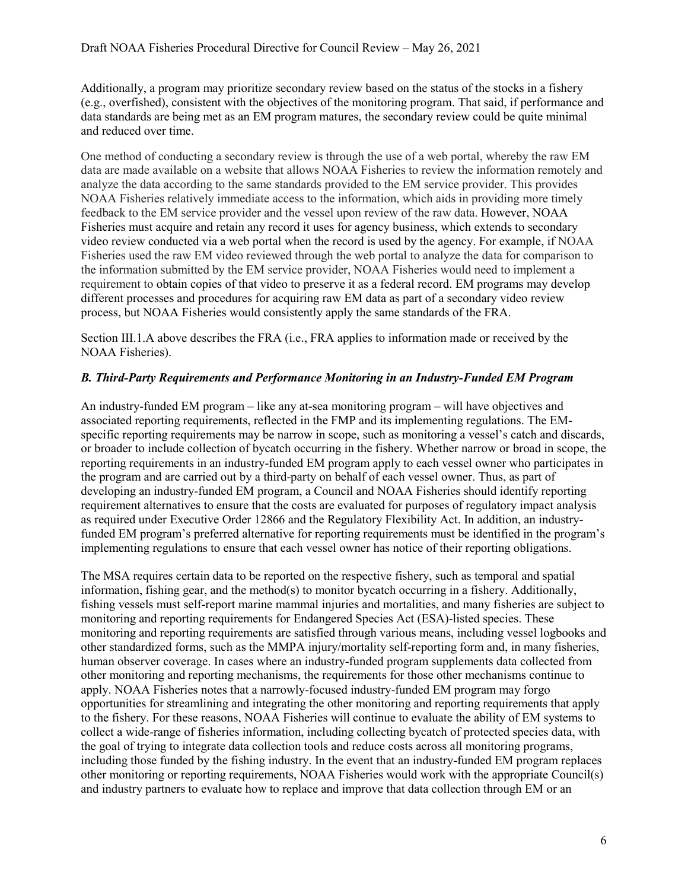Additionally, a program may prioritize secondary review based on the status of the stocks in a fishery (e.g., overfished), consistent with the objectives of the monitoring program. That said, if performance and data standards are being met as an EM program matures, the secondary review could be quite minimal and reduced over time.

One method of conducting a secondary review is through the use of a web portal, whereby the raw EM data are made available on a website that allows NOAA Fisheries to review the information remotely and analyze the data according to the same standards provided to the EM service provider. This provides NOAA Fisheries relatively immediate access to the information, which aids in providing more timely feedback to the EM service provider and the vessel upon review of the raw data. However, NOAA Fisheries must acquire and retain any record it uses for agency business, which extends to secondary video review conducted via a web portal when the record is used by the agency. For example, if NOAA Fisheries used the raw EM video reviewed through the web portal to analyze the data for comparison to the information submitted by the EM service provider, NOAA Fisheries would need to implement a requirement to obtain copies of that video to preserve it as a federal record. EM programs may develop different processes and procedures for acquiring raw EM data as part of a secondary video review process, but NOAA Fisheries would consistently apply the same standards of the FRA.

Section III.1.A above describes the FRA (i.e., FRA applies to information made or received by the NOAA Fisheries).

### *B. Third-Party Requirements and Performance Monitoring in an Industry-Funded EM Program*

An industry-funded EM program – like any at-sea monitoring program – will have objectives and associated reporting requirements, reflected in the FMP and its implementing regulations. The EM-specific reporting requirements may be narrow in scope, such as monitoring a vessel's catch and discards, or broader to include collection of bycatch occurring in the fishery. Whether narrow or broad in scope, the reporting requirements in an industry-funded EM program apply to each vessel owner who participates in the program and are carried out by a third-party on behalf of each vessel owner. Thus, as part of developing an industry-funded EM program, a Council and NOAA Fisheries should identify reporting requirement alternatives to ensure that the costs are evaluated for purposes of regulatory impact analysis as required under Executive Order 12866 and the Regulatory Flexibility Act. In addition, an industry-funded EM program's preferred alternative for reporting requirements must be identified in the program's implementing regulations to ensure that each vessel owner has notice of their reporting obligations.

The MSA requires certain data to be reported on the respective fishery, such as temporal and spatial information, fishing gear, and the method(s) to monitor bycatch occurring in a fishery. Additionally, fishing vessels must self-report marine mammal injuries and mortalities, and many fisheries are subject to monitoring and reporting requirements for Endangered Species Act (ESA)-listed species. These monitoring and reporting requirements are satisfied through various means, including vessel logbooks and other standardized forms, such as the MMPA injury/mortality self-reporting form and, in many fisheries, human observer coverage. In cases where an industry-funded program supplements data collected from other monitoring and reporting mechanisms, the requirements for those other mechanisms continue to apply. NOAA Fisheries notes that a narrowly-focused industry-funded EM program may forgo opportunities for streamlining and integrating the other monitoring and reporting requirements that apply to the fishery. For these reasons, NOAA Fisheries will continue to evaluate the ability of EM systems to collect a wide-range of fisheries information, including collecting bycatch of protected species data, with the goal of trying to integrate data collection tools and reduce costs across all monitoring programs, including those funded by the fishing industry. In the event that an industry-funded EM program replaces other monitoring or reporting requirements, NOAA Fisheries would work with the appropriate Council(s) and industry partners to evaluate how to replace and improve that data collection through EM or an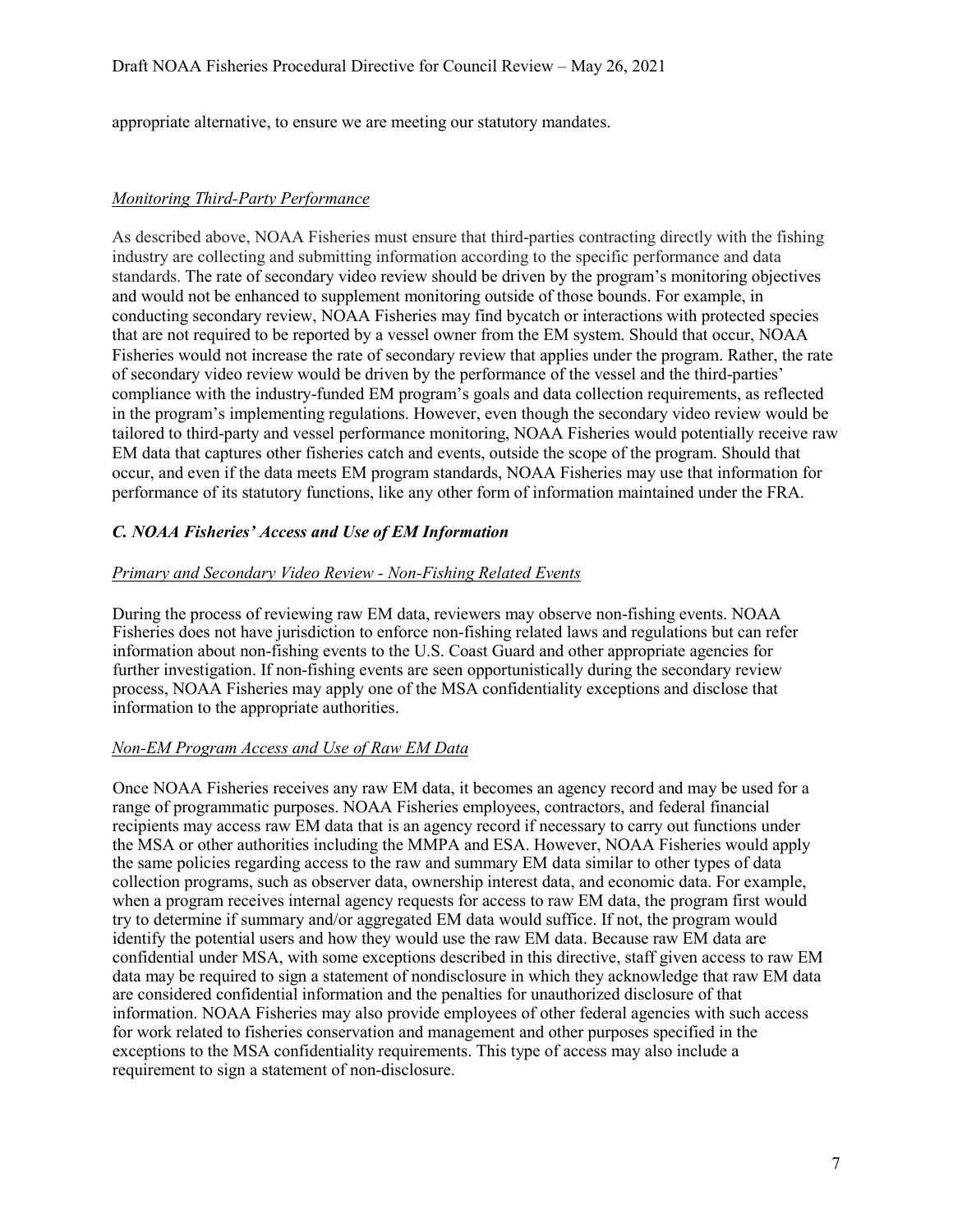appropriate alternative, to ensure we are meeting our statutory mandates.

*Monitoring Third-Party Performance*

As described above, NOAA Fisheries must ensure that third-parties contracting directly with the fishing industry are collecting and submitting information according to the specific performance and data standards. The rate of secondary video review should be driven by the program's monitoring objectives and would not be enhanced to supplement monitoring outside of those bounds. For example, in conducting secondary review, NOAA Fisheries may find bycatch or interactions with protected species that are not required to be reported by a vessel owner from the EM system. Should that occur, NOAA Fisheries would not increase the rate of secondary review that applies under the program. Rather, the rate of secondary video review would be driven by the performance of the vessel and the third-parties' compliance with the industry-funded EM program's goals and data collection requirements, as reflected in the program's implementing regulations. However, even though the secondary video review would be tailored to third-party and vessel performance monitoring, NOAA Fisheries would potentially receive raw EM data that captures other fisheries catch and events, outside the scope of the program. Should that occur, and even if the data meets EM program standards, NOAA Fisheries may use that information for performance of its statutory functions, like any other form of information maintained under the FRA.

### *C. NOAA Fisheries' Access and Use of EM Information*

*Primary and Secondary Video Review - Non-Fishing Related Events*

During the process of reviewing raw EM data, reviewers may observe non-fishing events. NOAA Fisheries does not have jurisdiction to enforce non-fishing related laws and regulations but can refer information about non-fishing events to the U.S. Coast Guard and other appropriate agencies for further investigation. If non-fishing events are seen opportunistically during the secondary review process, NOAA Fisheries may apply one of the MSA confidentiality exceptions and disclose that information to the appropriate authorities.

*Non-EM Program Access and Use of Raw EM Data*

Once NOAA Fisheries receives any raw EM data, it becomes an agency record and may be used for a range of programmatic purposes. NOAA Fisheries employees, contractors, and federal financial recipients may access raw EM data that is an agency record if necessary to carry out functions under the MSA or other authorities including the MMPA and ESA. However, NOAA Fisheries would apply the same policies regarding access to the raw and summary EM data similar to other types of data collection programs, such as observer data, ownership interest data, and economic data. For example, when a program receives internal agency requests for access to raw EM data, the program first would try to determine if summary and/or aggregated EM data would suffice. If not, the program would identify the potential users and how they would use the raw EM data. Because raw EM data are confidential under MSA, with some exceptions described in this directive, staff given access to raw EM data may be required to sign a statement of nondisclosure in which they acknowledge that raw EM data are considered confidential information and the penalties for unauthorized disclosure of that information. NOAA Fisheries may also provide employees of other federal agencies with such access for work related to fisheries conservation and management and other purposes specified in the exceptions to the MSA confidentiality requirements. This type of access may also include a requirement to sign a statement of non-disclosure.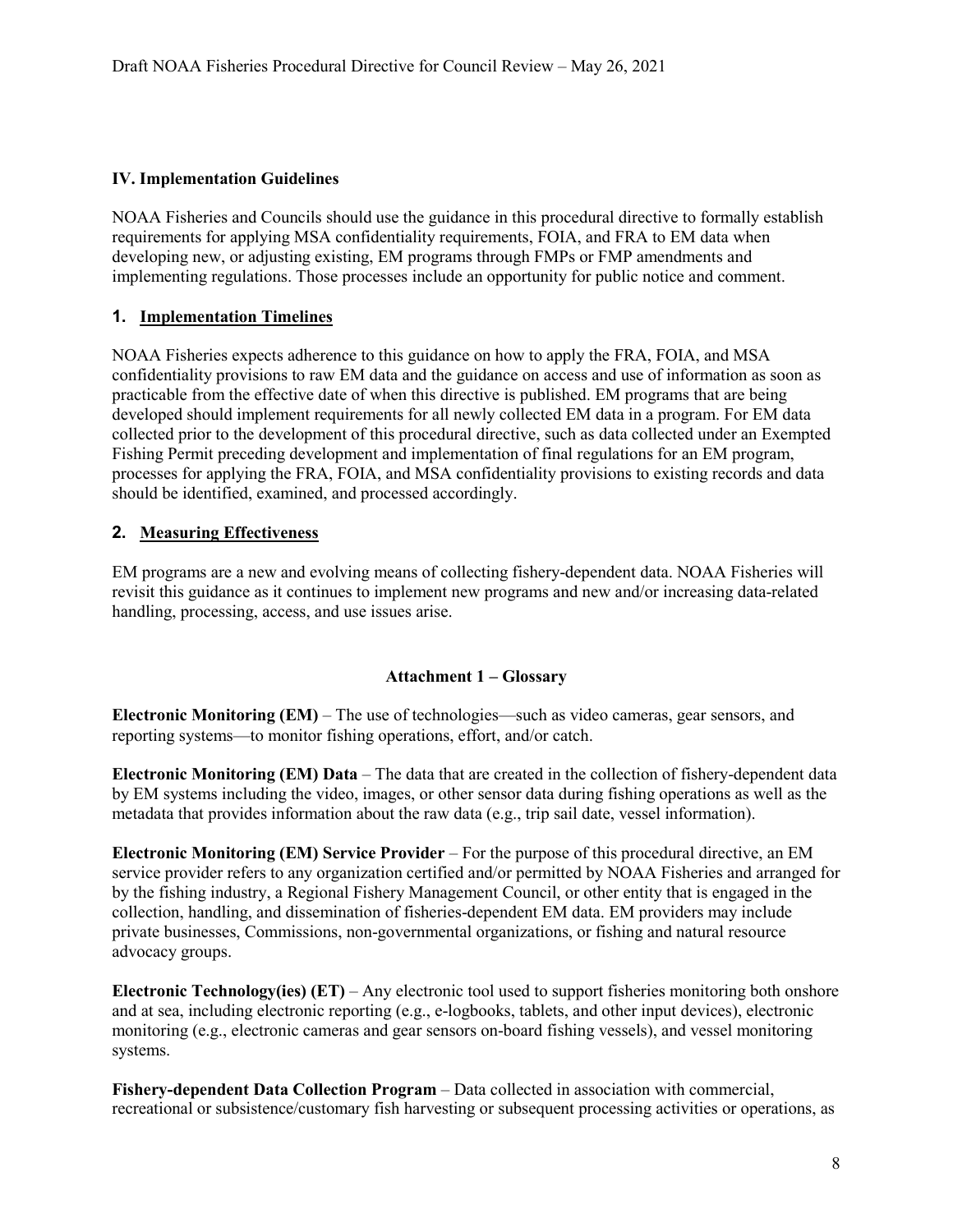## IV. Implementation Guidelines

NOAA Fisheries and Councils should use the guidance in this procedural directive to formally establish requirements for applying MSA confidentiality requirements, FOIA, and FRA to EM data when developing new, or adjusting existing, EM programs through FMPs or FMP amendments and implementing regulations. Those processes include an opportunity for public notice and comment.

### 1. Implementation Timelines

NOAA Fisheries expects adherence to this guidance on how to apply the FRA, FOIA, and MSA confidentiality provisions to raw EM data and the guidance on access and use of information as soon as practicable from the effective date of when this directive is published. EM programs that are being developed should implement requirements for all newly collected EM data in a program. For EM data collected prior to the development of this procedural directive, such as data collected under an Exempted Fishing Permit preceding development and implementation of final regulations for an EM program, processes for applying the FRA, FOIA, and MSA confidentiality provisions to existing records and data should be identified, examined, and processed accordingly.

### 2. Measuring Effectiveness

EM programs are a new and evolving means of collecting fishery-dependent data. NOAA Fisheries will revisit this guidance as it continues to implement new programs and new and/or increasing data-related handling, processing, access, and use issues arise.

## Attachment 1 – Glossary

**Electronic Monitoring (EM)** – The use of technologies—such as video cameras, gear sensors, and reporting systems—to monitor fishing operations, effort, and/or catch.

**Electronic Monitoring (EM) Data** – The data that are created in the collection of fishery-dependent data by EM systems including the video, images, or other sensor data during fishing operations as well as the metadata that provides information about the raw data (e.g., trip sail date, vessel information).

**Electronic Monitoring (EM) Service Provider** – For the purpose of this procedural directive, an EM service provider refers to any organization certified and/or permitted by NOAA Fisheries and arranged for by the fishing industry, a Regional Fishery Management Council, or other entity that is engaged in the collection, handling, and dissemination of fisheries-dependent EM data. EM providers may include private businesses, Commissions, non-governmental organizations, or fishing and natural resource advocacy groups.

**Electronic Technology(ies) (ET)** – Any electronic tool used to support fisheries monitoring both onshore and at sea, including electronic reporting (e.g., e-logbooks, tablets, and other input devices), electronic monitoring (e.g., electronic cameras and gear sensors on-board fishing vessels), and vessel monitoring systems.

**Fishery-dependent Data Collection Program** – Data collected in association with commercial, recreational or subsistence/customary fish harvesting or subsequent processing activities or operations, as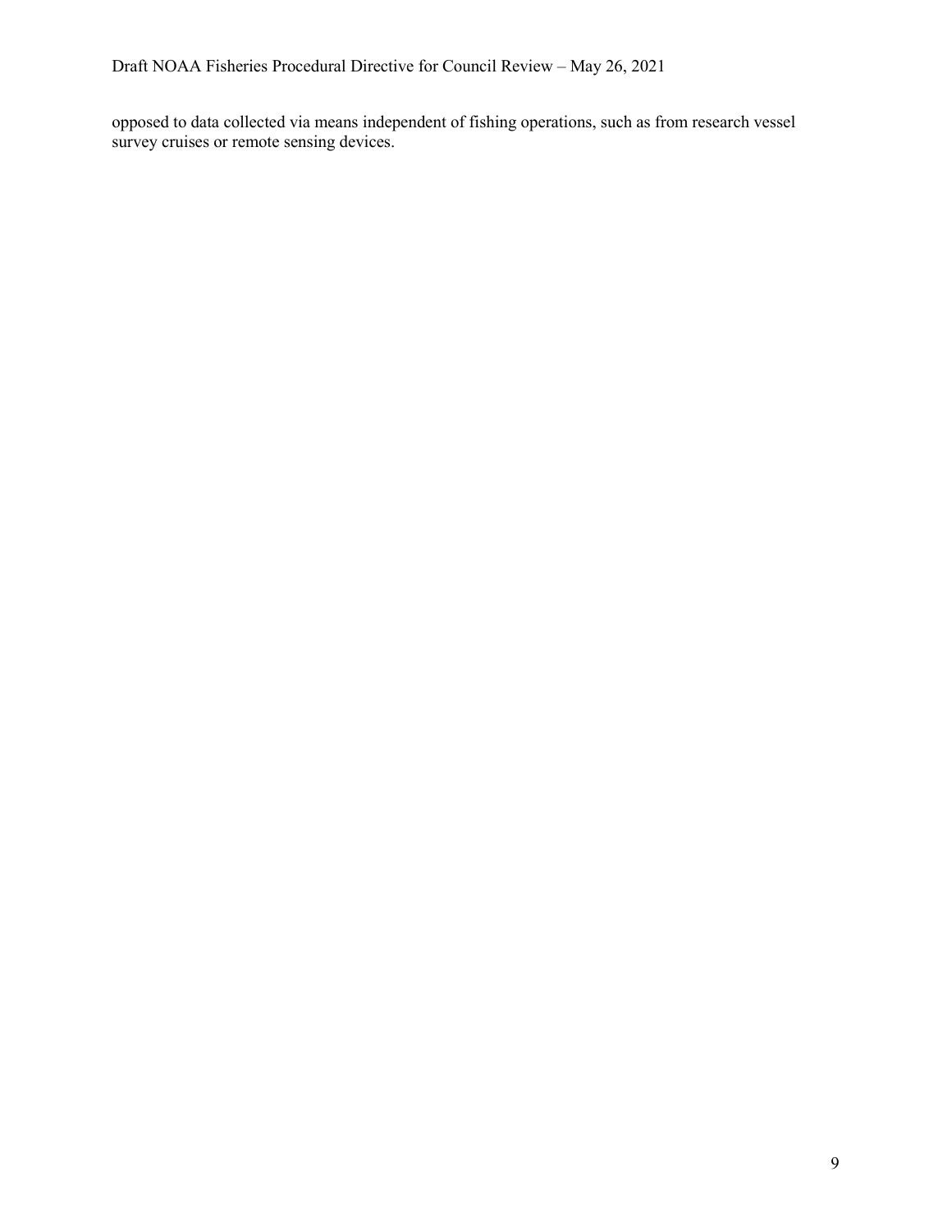opposed to data collected via means independent of fishing operations, such as from research vessel survey cruises or remote sensing devices.